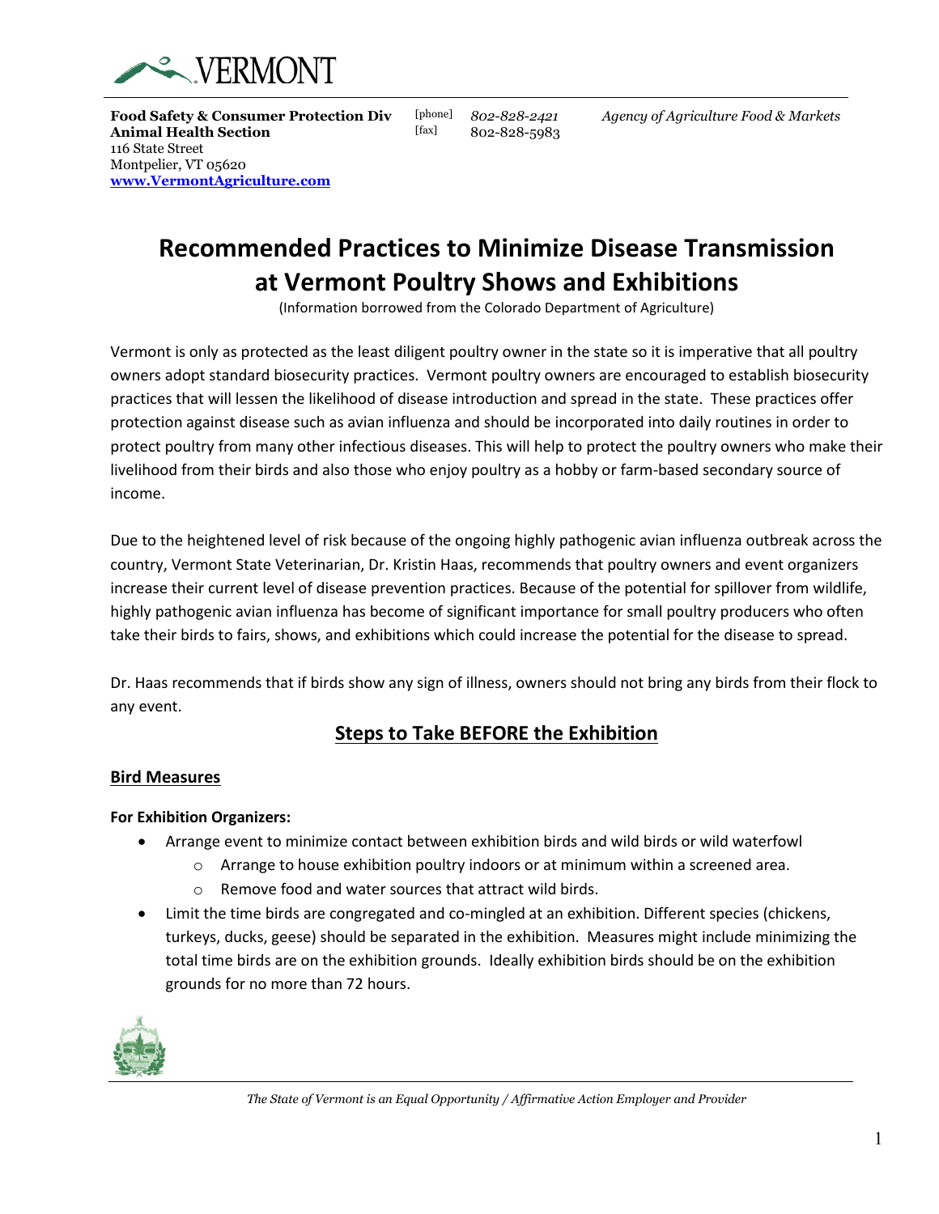VERMONT

**Food Safety & Consumer Protection Div**
**Animal Health Section**
116 State Street
Montpelier, VT 05620
**www.VermontAgriculture.com**

[phone] *802-828-2421*
[fax] 802-828-5983

*Agency of Agriculture Food & Markets*

# Recommended Practices to Minimize Disease Transmission at Vermont Poultry Shows and Exhibitions

(Information borrowed from the Colorado Department of Agriculture)

Vermont is only as protected as the least diligent poultry owner in the state so it is imperative that all poultry owners adopt standard biosecurity practices. Vermont poultry owners are encouraged to establish biosecurity practices that will lessen the likelihood of disease introduction and spread in the state. These practices offer protection against disease such as avian influenza and should be incorporated into daily routines in order to protect poultry from many other infectious diseases. This will help to protect the poultry owners who make their livelihood from their birds and also those who enjoy poultry as a hobby or farm-based secondary source of income.

Due to the heightened level of risk because of the ongoing highly pathogenic avian influenza outbreak across the country, Vermont State Veterinarian, Dr. Kristin Haas, recommends that poultry owners and event organizers increase their current level of disease prevention practices. Because of the potential for spillover from wildlife, highly pathogenic avian influenza has become of significant importance for small poultry producers who often take their birds to fairs, shows, and exhibitions which could increase the potential for the disease to spread.

Dr. Haas recommends that if birds show any sign of illness, owners should not bring any birds from their flock to any event.

## Steps to Take BEFORE the Exhibition

### Bird Measures

**For Exhibition Organizers:**

- Arrange event to minimize contact between exhibition birds and wild birds or wild waterfowl
    - Arrange to house exhibition poultry indoors or at minimum within a screened area.
    - Remove food and water sources that attract wild birds.
- Limit the time birds are congregated and co-mingled at an exhibition. Different species (chickens, turkeys, ducks, geese) should be separated in the exhibition. Measures might include minimizing the total time birds are on the exhibition grounds. Ideally exhibition birds should be on the exhibition grounds for no more than 72 hours.

*The State of Vermont is an Equal Opportunity / Affirmative Action Employer and Provider*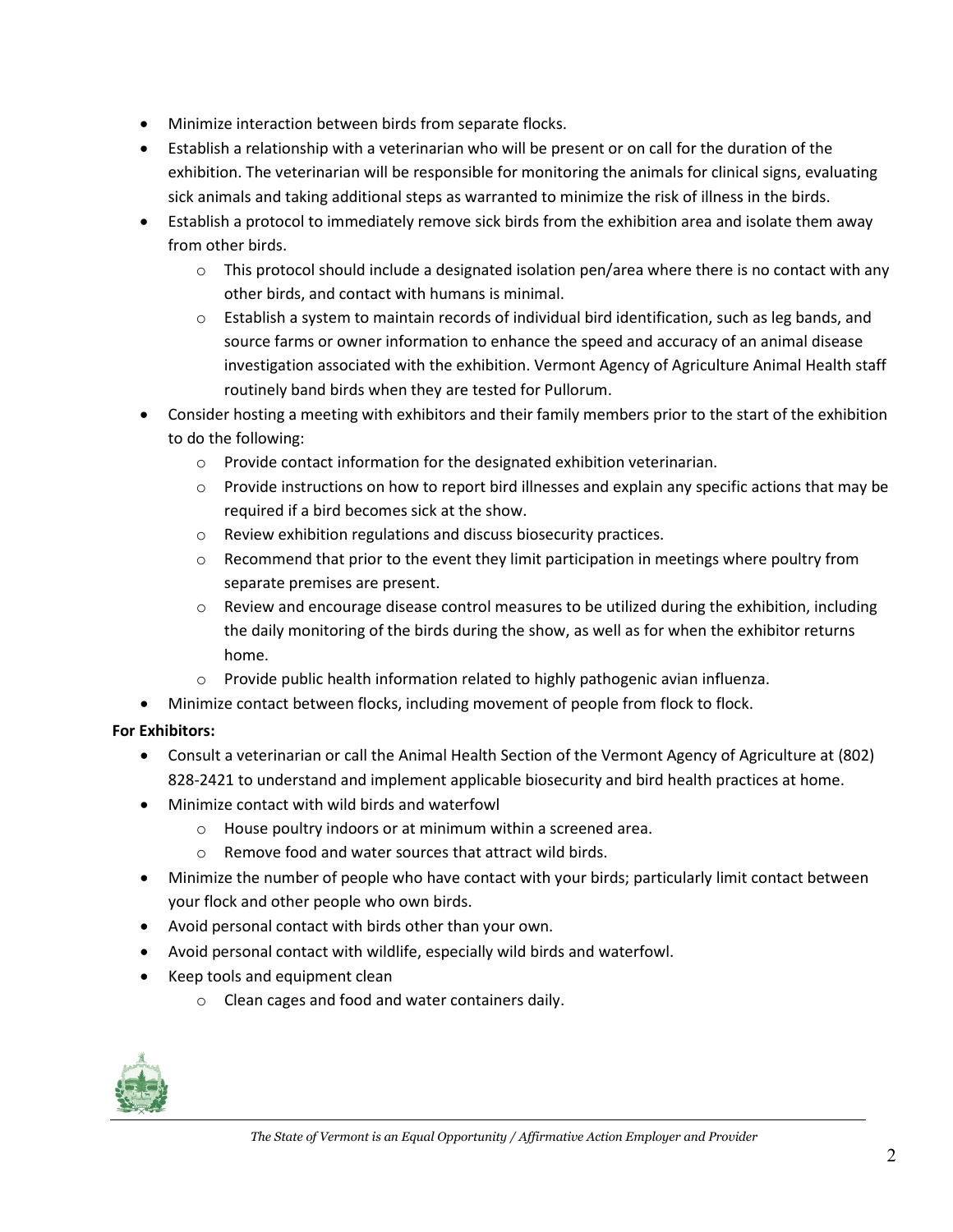- Minimize interaction between birds from separate flocks.
- Establish a relationship with a veterinarian who will be present or on call for the duration of the exhibition. The veterinarian will be responsible for monitoring the animals for clinical signs, evaluating sick animals and taking additional steps as warranted to minimize the risk of illness in the birds.
- Establish a protocol to immediately remove sick birds from the exhibition area and isolate them away from other birds.
  - This protocol should include a designated isolation pen/area where there is no contact with any other birds, and contact with humans is minimal.
  - Establish a system to maintain records of individual bird identification, such as leg bands, and source farms or owner information to enhance the speed and accuracy of an animal disease investigation associated with the exhibition. Vermont Agency of Agriculture Animal Health staff routinely band birds when they are tested for Pullorum.
- Consider hosting a meeting with exhibitors and their family members prior to the start of the exhibition to do the following:
  - Provide contact information for the designated exhibition veterinarian.
  - Provide instructions on how to report bird illnesses and explain any specific actions that may be required if a bird becomes sick at the show.
  - Review exhibition regulations and discuss biosecurity practices.
  - Recommend that prior to the event they limit participation in meetings where poultry from separate premises are present.
  - Review and encourage disease control measures to be utilized during the exhibition, including the daily monitoring of the birds during the show, as well as for when the exhibitor returns home.
  - Provide public health information related to highly pathogenic avian influenza.
- Minimize contact between flocks, including movement of people from flock to flock.

**For Exhibitors:**

- Consult a veterinarian or call the Animal Health Section of the Vermont Agency of Agriculture at (802) 828-2421 to understand and implement applicable biosecurity and bird health practices at home.
- Minimize contact with wild birds and waterfowl
  - House poultry indoors or at minimum within a screened area.
  - Remove food and water sources that attract wild birds.
- Minimize the number of people who have contact with your birds; particularly limit contact between your flock and other people who own birds.
- Avoid personal contact with birds other than your own.
- Avoid personal contact with wildlife, especially wild birds and waterfowl.
- Keep tools and equipment clean
  - Clean cages and food and water containers daily.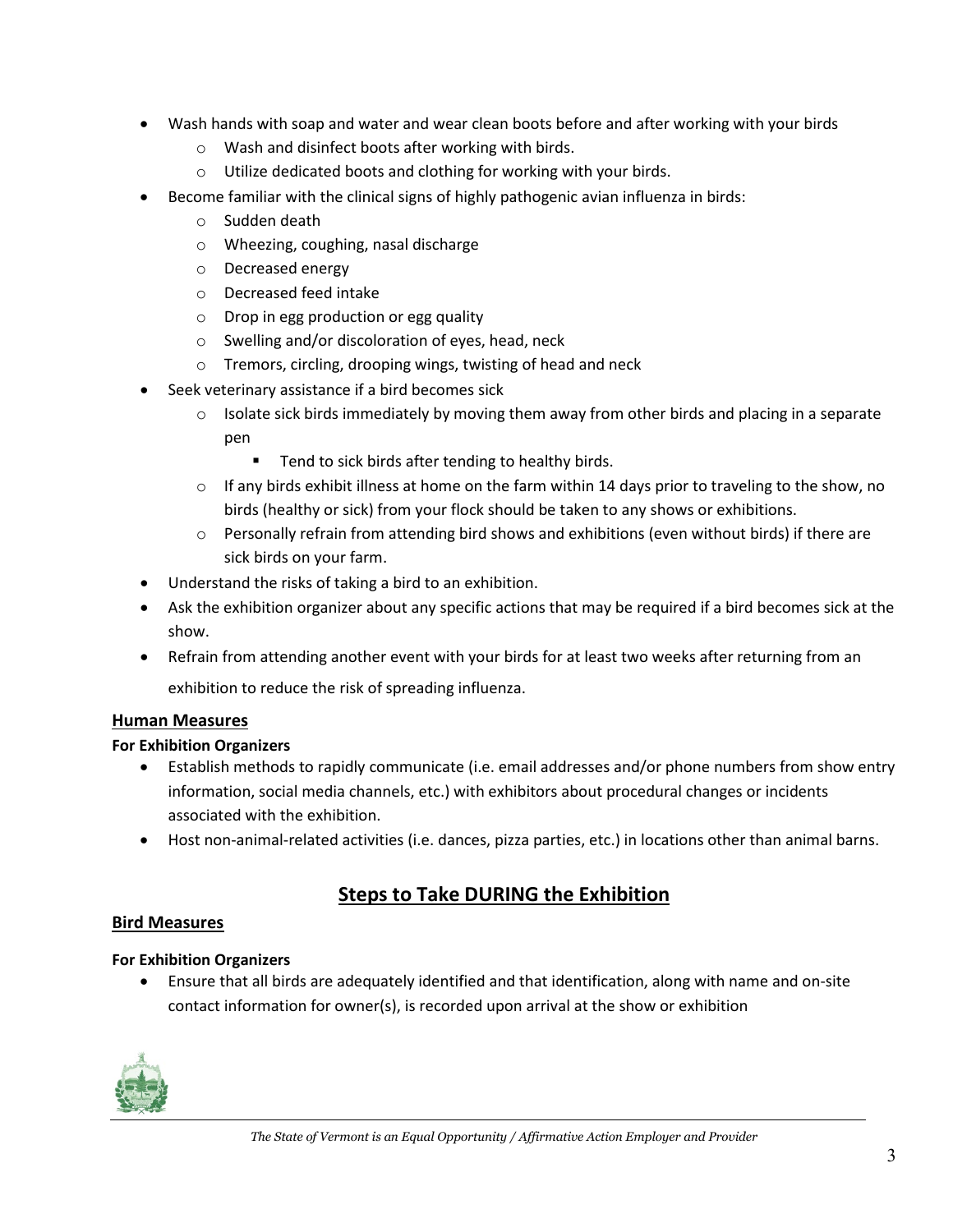- Wash hands with soap and water and wear clean boots before and after working with your birds
  - Wash and disinfect boots after working with birds.
  - Utilize dedicated boots and clothing for working with your birds.
- Become familiar with the clinical signs of highly pathogenic avian influenza in birds:
  - Sudden death
  - Wheezing, coughing, nasal discharge
  - Decreased energy
  - Decreased feed intake
  - Drop in egg production or egg quality
  - Swelling and/or discoloration of eyes, head, neck
  - Tremors, circling, drooping wings, twisting of head and neck
- Seek veterinary assistance if a bird becomes sick
  - Isolate sick birds immediately by moving them away from other birds and placing in a separate pen
    - Tend to sick birds after tending to healthy birds.
  - If any birds exhibit illness at home on the farm within 14 days prior to traveling to the show, no birds (healthy or sick) from your flock should be taken to any shows or exhibitions.
  - Personally refrain from attending bird shows and exhibitions (even without birds) if there are sick birds on your farm.
- Understand the risks of taking a bird to an exhibition.
- Ask the exhibition organizer about any specific actions that may be required if a bird becomes sick at the show.
- Refrain from attending another event with your birds for at least two weeks after returning from an exhibition to reduce the risk of spreading influenza.

### Human Measures

**For Exhibition Organizers**

- Establish methods to rapidly communicate (i.e. email addresses and/or phone numbers from show entry information, social media channels, etc.) with exhibitors about procedural changes or incidents associated with the exhibition.
- Host non-animal-related activities (i.e. dances, pizza parties, etc.) in locations other than animal barns.

## Steps to Take DURING the Exhibition

### Bird Measures

**For Exhibition Organizers**

- Ensure that all birds are adequately identified and that identification, along with name and on-site contact information for owner(s), is recorded upon arrival at the show or exhibition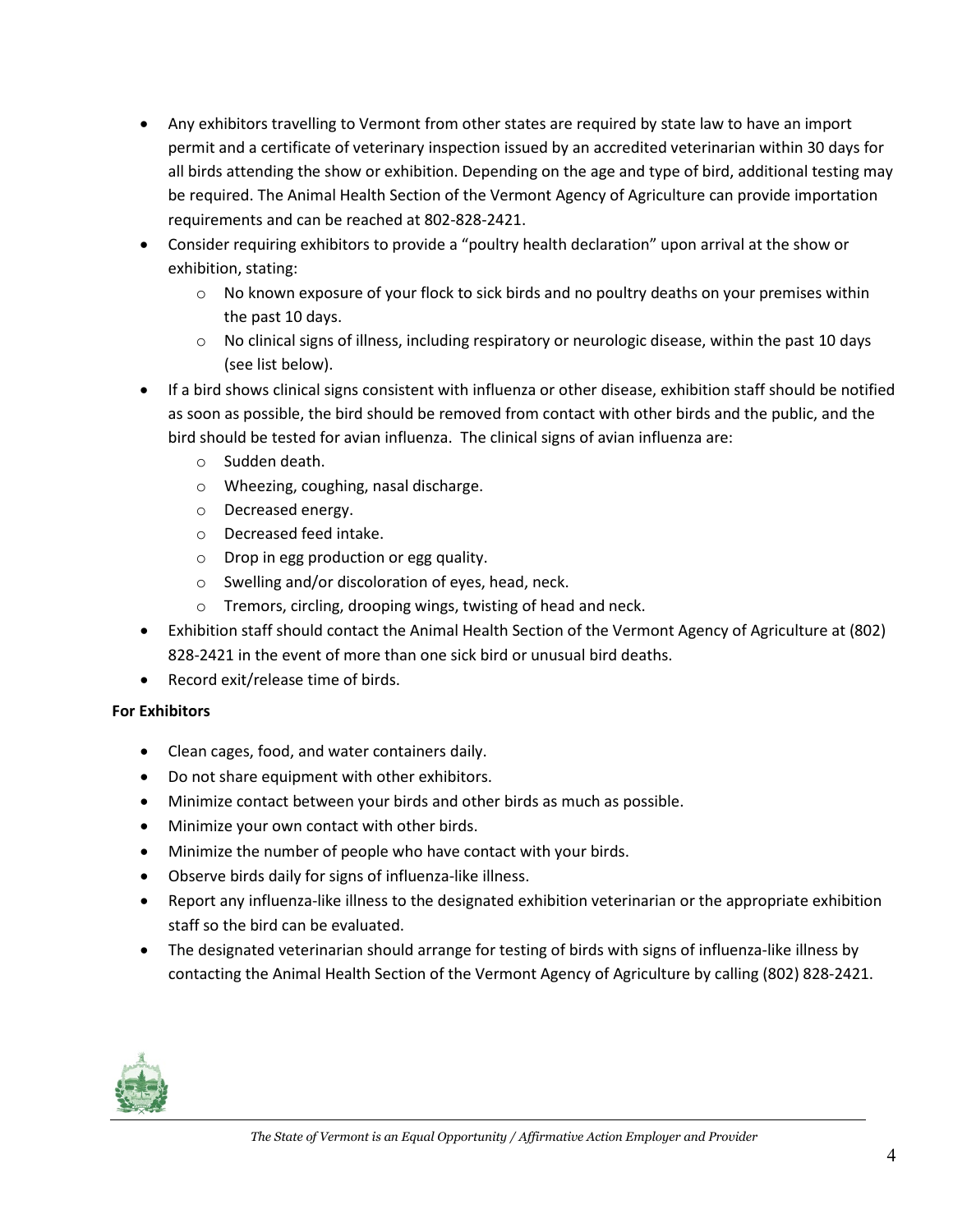- Any exhibitors travelling to Vermont from other states are required by state law to have an import permit and a certificate of veterinary inspection issued by an accredited veterinarian within 30 days for all birds attending the show or exhibition. Depending on the age and type of bird, additional testing may be required. The Animal Health Section of the Vermont Agency of Agriculture can provide importation requirements and can be reached at 802-828-2421.
- Consider requiring exhibitors to provide a "poultry health declaration" upon arrival at the show or exhibition, stating:
    - No known exposure of your flock to sick birds and no poultry deaths on your premises within the past 10 days.
    - No clinical signs of illness, including respiratory or neurologic disease, within the past 10 days (see list below).
- If a bird shows clinical signs consistent with influenza or other disease, exhibition staff should be notified as soon as possible, the bird should be removed from contact with other birds and the public, and the bird should be tested for avian influenza. The clinical signs of avian influenza are:
    - Sudden death.
    - Wheezing, coughing, nasal discharge.
    - Decreased energy.
    - Decreased feed intake.
    - Drop in egg production or egg quality.
    - Swelling and/or discoloration of eyes, head, neck.
    - Tremors, circling, drooping wings, twisting of head and neck.
- Exhibition staff should contact the Animal Health Section of the Vermont Agency of Agriculture at (802) 828-2421 in the event of more than one sick bird or unusual bird deaths.
- Record exit/release time of birds.

**For Exhibitors**

- Clean cages, food, and water containers daily.
- Do not share equipment with other exhibitors.
- Minimize contact between your birds and other birds as much as possible.
- Minimize your own contact with other birds.
- Minimize the number of people who have contact with your birds.
- Observe birds daily for signs of influenza-like illness.
- Report any influenza-like illness to the designated exhibition veterinarian or the appropriate exhibition staff so the bird can be evaluated.
- The designated veterinarian should arrange for testing of birds with signs of influenza-like illness by contacting the Animal Health Section of the Vermont Agency of Agriculture by calling (802) 828-2421.

*The State of Vermont is an Equal Opportunity / Affirmative Action Employer and Provider*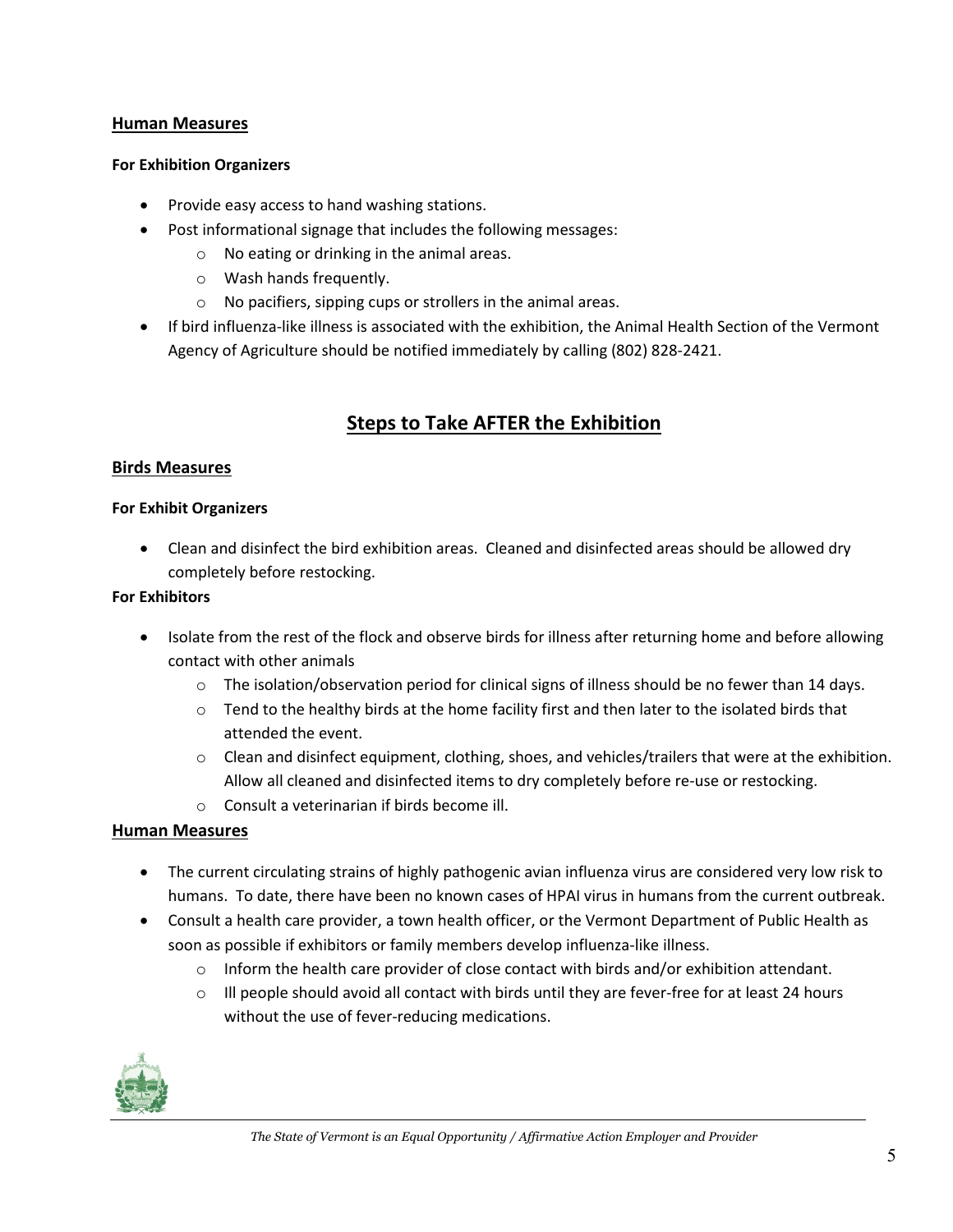## Human Measures

**For Exhibition Organizers**

- Provide easy access to hand washing stations.
- Post informational signage that includes the following messages:
  - No eating or drinking in the animal areas.
  - Wash hands frequently.
  - No pacifiers, sipping cups or strollers in the animal areas.
- If bird influenza-like illness is associated with the exhibition, the Animal Health Section of the Vermont Agency of Agriculture should be notified immediately by calling (802) 828-2421.

# Steps to Take AFTER the Exhibition

## Birds Measures

**For Exhibit Organizers**

- Clean and disinfect the bird exhibition areas. Cleaned and disinfected areas should be allowed dry completely before restocking.

**For Exhibitors**

- Isolate from the rest of the flock and observe birds for illness after returning home and before allowing contact with other animals
  - The isolation/observation period for clinical signs of illness should be no fewer than 14 days.
  - Tend to the healthy birds at the home facility first and then later to the isolated birds that attended the event.
  - Clean and disinfect equipment, clothing, shoes, and vehicles/trailers that were at the exhibition. Allow all cleaned and disinfected items to dry completely before re-use or restocking.
  - Consult a veterinarian if birds become ill.

## Human Measures

- The current circulating strains of highly pathogenic avian influenza virus are considered very low risk to humans. To date, there have been no known cases of HPAI virus in humans from the current outbreak.
- Consult a health care provider, a town health officer, or the Vermont Department of Public Health as soon as possible if exhibitors or family members develop influenza-like illness.
  - Inform the health care provider of close contact with birds and/or exhibition attendant.
  - Ill people should avoid all contact with birds until they are fever-free for at least 24 hours without the use of fever-reducing medications.

*The State of Vermont is an Equal Opportunity / Affirmative Action Employer and Provider*